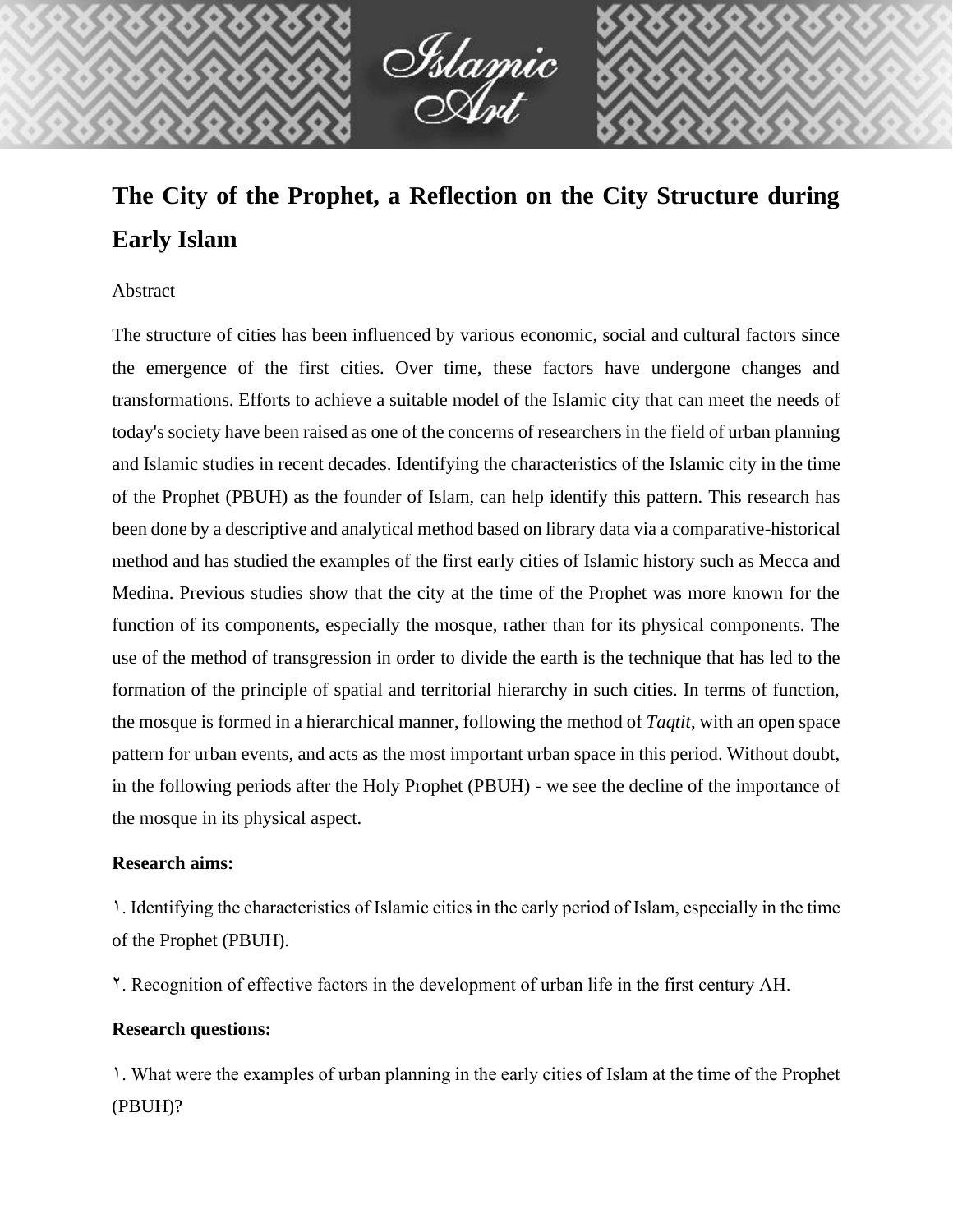# The City of the Prophet, a Reflection on the City Structure during Early Islam

Abstract

The structure of cities has been influenced by various economic, social and cultural factors since the emergence of the first cities. Over time, these factors have undergone changes and transformations. Efforts to achieve a suitable model of the Islamic city that can meet the needs of today's society have been raised as one of the concerns of researchers in the field of urban planning and Islamic studies in recent decades. Identifying the characteristics of the Islamic city in the time of the Prophet (PBUH) as the founder of Islam, can help identify this pattern. This research has been done by a descriptive and analytical method based on library data via a comparative-historical method and has studied the examples of the first early cities of Islamic history such as Mecca and Medina. Previous studies show that the city at the time of the Prophet was more known for the function of its components, especially the mosque, rather than for its physical components. The use of the method of transgression in order to divide the earth is the technique that has led to the formation of the principle of spatial and territorial hierarchy in such cities. In terms of function, the mosque is formed in a hierarchical manner, following the method of *Taqtit*, with an open space pattern for urban events, and acts as the most important urban space in this period. Without doubt, in the following periods after the Holy Prophet (PBUH) - we see the decline of the importance of the mosque in its physical aspect.

**Research aims:**

١. Identifying the characteristics of Islamic cities in the early period of Islam, especially in the time of the Prophet (PBUH).

٢. Recognition of effective factors in the development of urban life in the first century AH.

**Research questions:**

١. What were the examples of urban planning in the early cities of Islam at the time of the Prophet (PBUH)?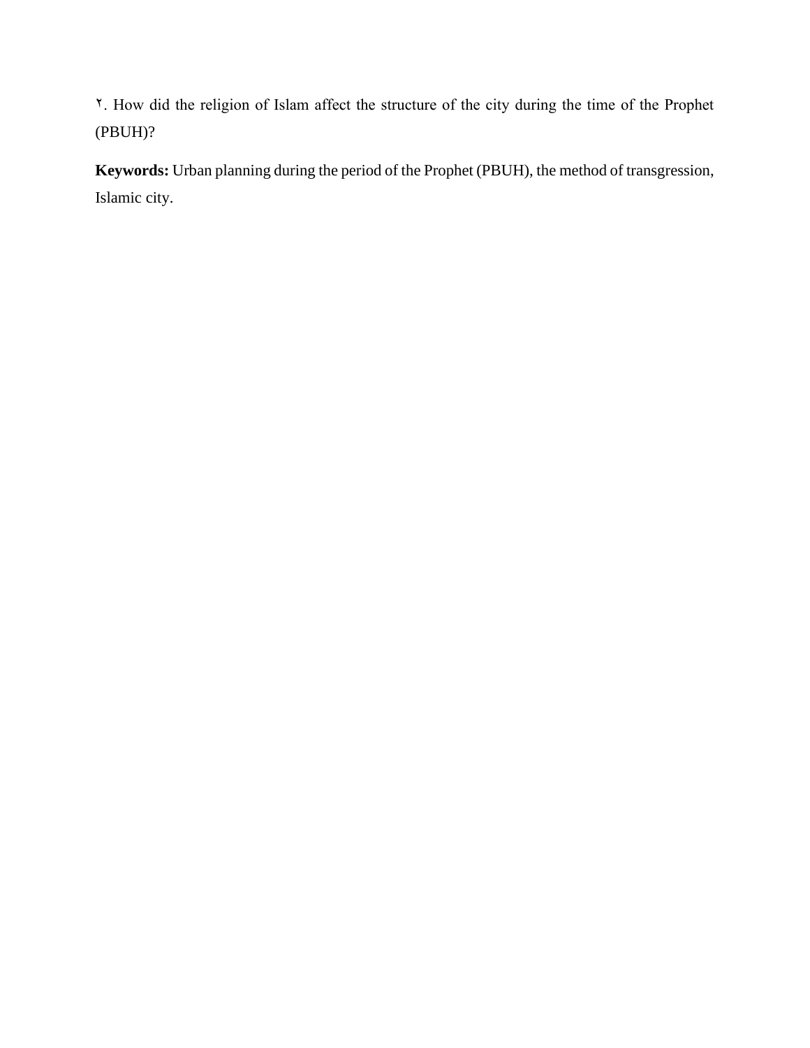٢. How did the religion of Islam affect the structure of the city during the time of the Prophet (PBUH)?

**Keywords:** Urban planning during the period of the Prophet (PBUH), the method of transgression, Islamic city.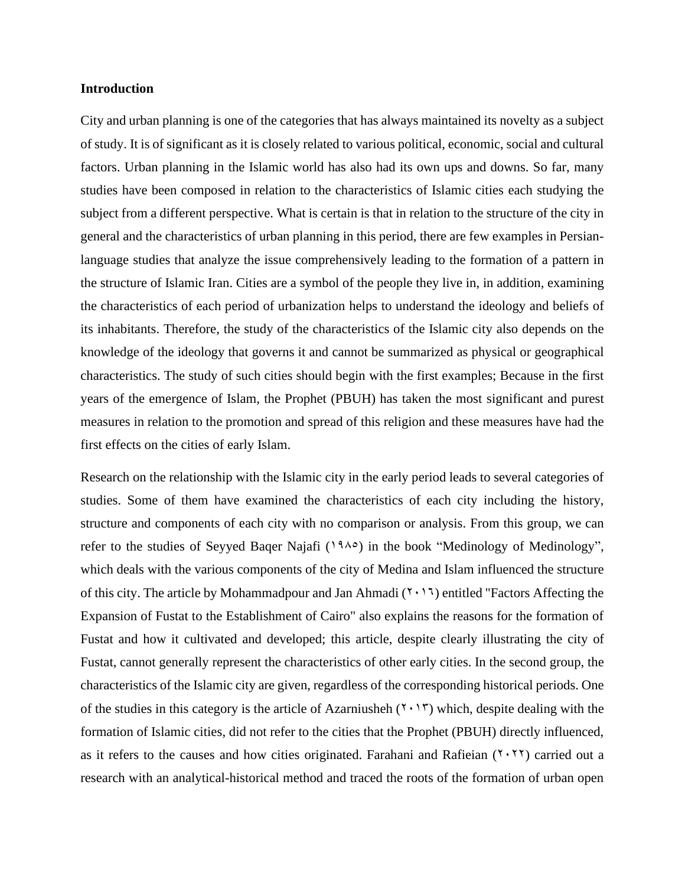## Introduction

City and urban planning is one of the categories that has always maintained its novelty as a subject of study. It is of significant as it is closely related to various political, economic, social and cultural factors. Urban planning in the Islamic world has also had its own ups and downs. So far, many studies have been composed in relation to the characteristics of Islamic cities each studying the subject from a different perspective. What is certain is that in relation to the structure of the city in general and the characteristics of urban planning in this period, there are few examples in Persian-language studies that analyze the issue comprehensively leading to the formation of a pattern in the structure of Islamic Iran. Cities are a symbol of the people they live in, in addition, examining the characteristics of each period of urbanization helps to understand the ideology and beliefs of its inhabitants. Therefore, the study of the characteristics of the Islamic city also depends on the knowledge of the ideology that governs it and cannot be summarized as physical or geographical characteristics. The study of such cities should begin with the first examples; Because in the first years of the emergence of Islam, the Prophet (PBUH) has taken the most significant and purest measures in relation to the promotion and spread of this religion and these measures have had the first effects on the cities of early Islam.

Research on the relationship with the Islamic city in the early period leads to several categories of studies. Some of them have examined the characteristics of each city including the history, structure and components of each city with no comparison or analysis. From this group, we can refer to the studies of Seyyed Baqer Najafi (۱۹۸۵) in the book "Medinology of Medinology", which deals with the various components of the city of Medina and Islam influenced the structure of this city. The article by Mohammadpour and Jan Ahmadi (۲۰۱٦) entitled "Factors Affecting the Expansion of Fustat to the Establishment of Cairo" also explains the reasons for the formation of Fustat and how it cultivated and developed; this article, despite clearly illustrating the city of Fustat, cannot generally represent the characteristics of other early cities. In the second group, the characteristics of the Islamic city are given, regardless of the corresponding historical periods. One of the studies in this category is the article of Azarniusheh (۲۰۱۳) which, despite dealing with the formation of Islamic cities, did not refer to the cities that the Prophet (PBUH) directly influenced, as it refers to the causes and how cities originated. Farahani and Rafieian (۲۰۲۲) carried out a research with an analytical-historical method and traced the roots of the formation of urban open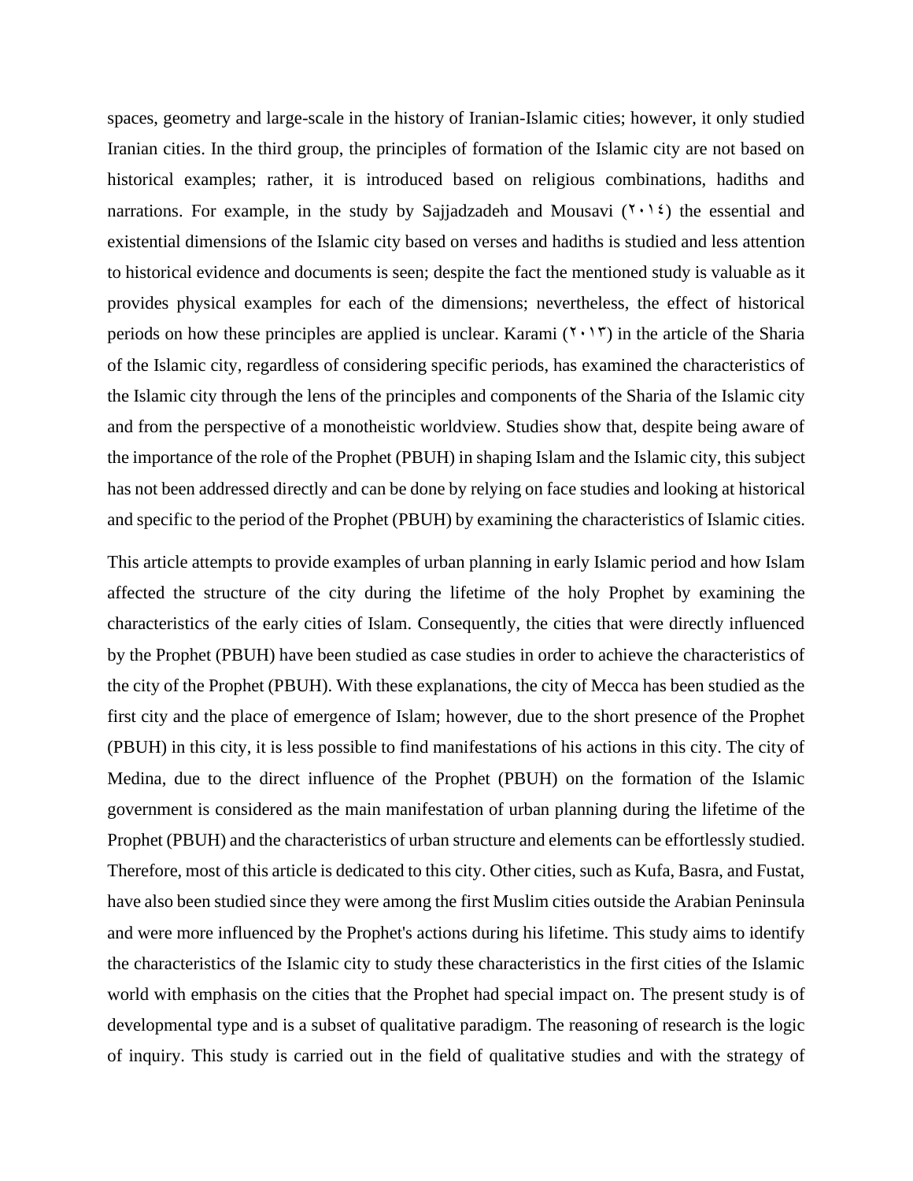spaces, geometry and large-scale in the history of Iranian-Islamic cities; however, it only studied Iranian cities. In the third group, the principles of formation of the Islamic city are not based on historical examples; rather, it is introduced based on religious combinations, hadiths and narrations. For example, in the study by Sajjadzadeh and Mousavi (٢٠١٤) the essential and existential dimensions of the Islamic city based on verses and hadiths is studied and less attention to historical evidence and documents is seen; despite the fact the mentioned study is valuable as it provides physical examples for each of the dimensions; nevertheless, the effect of historical periods on how these principles are applied is unclear. Karami (٢٠١٣) in the article of the Sharia of the Islamic city, regardless of considering specific periods, has examined the characteristics of the Islamic city through the lens of the principles and components of the Sharia of the Islamic city and from the perspective of a monotheistic worldview. Studies show that, despite being aware of the importance of the role of the Prophet (PBUH) in shaping Islam and the Islamic city, this subject has not been addressed directly and can be done by relying on face studies and looking at historical and specific to the period of the Prophet (PBUH) by examining the characteristics of Islamic cities.

This article attempts to provide examples of urban planning in early Islamic period and how Islam affected the structure of the city during the lifetime of the holy Prophet by examining the characteristics of the early cities of Islam. Consequently, the cities that were directly influenced by the Prophet (PBUH) have been studied as case studies in order to achieve the characteristics of the city of the Prophet (PBUH). With these explanations, the city of Mecca has been studied as the first city and the place of emergence of Islam; however, due to the short presence of the Prophet (PBUH) in this city, it is less possible to find manifestations of his actions in this city. The city of Medina, due to the direct influence of the Prophet (PBUH) on the formation of the Islamic government is considered as the main manifestation of urban planning during the lifetime of the Prophet (PBUH) and the characteristics of urban structure and elements can be effortlessly studied. Therefore, most of this article is dedicated to this city. Other cities, such as Kufa, Basra, and Fustat, have also been studied since they were among the first Muslim cities outside the Arabian Peninsula and were more influenced by the Prophet's actions during his lifetime. This study aims to identify the characteristics of the Islamic city to study these characteristics in the first cities of the Islamic world with emphasis on the cities that the Prophet had special impact on. The present study is of developmental type and is a subset of qualitative paradigm. The reasoning of research is the logic of inquiry. This study is carried out in the field of qualitative studies and with the strategy of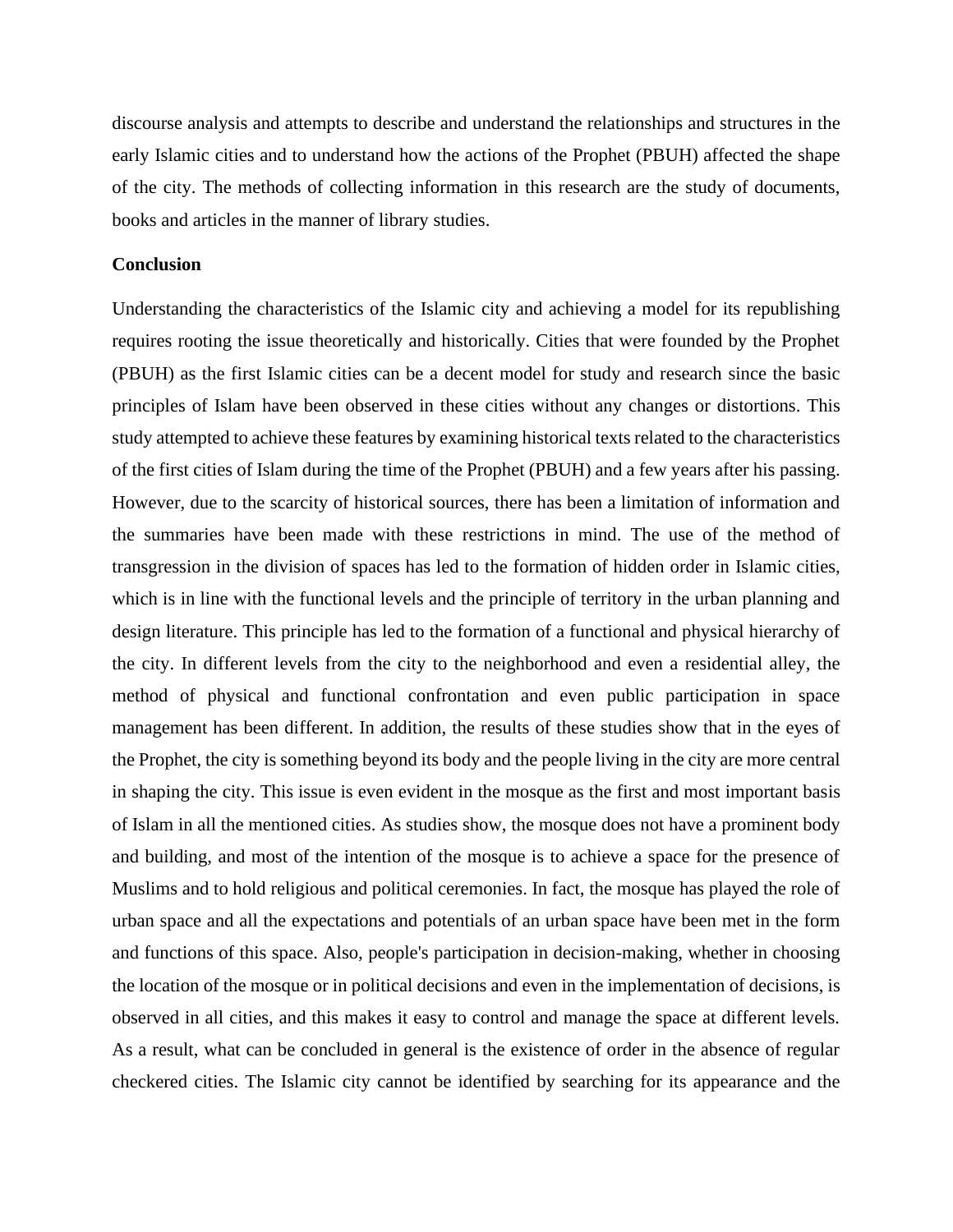discourse analysis and attempts to describe and understand the relationships and structures in the early Islamic cities and to understand how the actions of the Prophet (PBUH) affected the shape of the city. The methods of collecting information in this research are the study of documents, books and articles in the manner of library studies.

**Conclusion**

Understanding the characteristics of the Islamic city and achieving a model for its republishing requires rooting the issue theoretically and historically. Cities that were founded by the Prophet (PBUH) as the first Islamic cities can be a decent model for study and research since the basic principles of Islam have been observed in these cities without any changes or distortions. This study attempted to achieve these features by examining historical texts related to the characteristics of the first cities of Islam during the time of the Prophet (PBUH) and a few years after his passing. However, due to the scarcity of historical sources, there has been a limitation of information and the summaries have been made with these restrictions in mind. The use of the method of transgression in the division of spaces has led to the formation of hidden order in Islamic cities, which is in line with the functional levels and the principle of territory in the urban planning and design literature. This principle has led to the formation of a functional and physical hierarchy of the city. In different levels from the city to the neighborhood and even a residential alley, the method of physical and functional confrontation and even public participation in space management has been different. In addition, the results of these studies show that in the eyes of the Prophet, the city is something beyond its body and the people living in the city are more central in shaping the city. This issue is even evident in the mosque as the first and most important basis of Islam in all the mentioned cities. As studies show, the mosque does not have a prominent body and building, and most of the intention of the mosque is to achieve a space for the presence of Muslims and to hold religious and political ceremonies. In fact, the mosque has played the role of urban space and all the expectations and potentials of an urban space have been met in the form and functions of this space. Also, people's participation in decision-making, whether in choosing the location of the mosque or in political decisions and even in the implementation of decisions, is observed in all cities, and this makes it easy to control and manage the space at different levels. As a result, what can be concluded in general is the existence of order in the absence of regular checkered cities. The Islamic city cannot be identified by searching for its appearance and the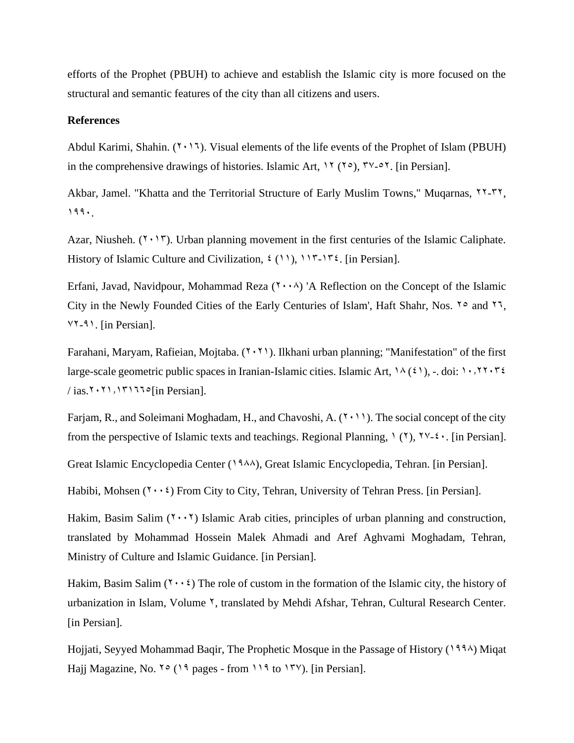efforts of the Prophet (PBUH) to achieve and establish the Islamic city is more focused on the structural and semantic features of the city than all citizens and users.

**References**

Abdul Karimi, Shahin. (۲۰۱٦). Visual elements of the life events of the Prophet of Islam (PBUH) in the comprehensive drawings of histories. Islamic Art, ۱۲ (۲٥), ۳۷-٥۲. [in Persian].

Akbar, Jamel. "Khatta and the Territorial Structure of Early Muslim Towns," Muqarnas, ۲۲-۳۲, ۱۹۹۰.

Azar, Niusheh. (۲۰۱۳). Urban planning movement in the first centuries of the Islamic Caliphate. History of Islamic Culture and Civilization, ٤ (۱۱), ۱۱۳-۱۳٤. [in Persian].

Erfani, Javad, Navidpour, Mohammad Reza (۲۰۰۸) 'A Reflection on the Concept of the Islamic City in the Newly Founded Cities of the Early Centuries of Islam', Haft Shahr, Nos. ۲٥ and ۲٦, ۷۲-۹۱. [in Persian].

Farahani, Maryam, Rafieian, Mojtaba. (۲۰۲۱). Ilkhani urban planning; "Manifestation" of the first large-scale geometric public spaces in Iranian-Islamic cities. Islamic Art, ۱۸ (٤۱), -. doi: ۱۰,۲۲۰۳٤ / ias.۲۰۲۱,۱۳۱٦٦٥[in Persian].

Farjam, R., and Soleimani Moghadam, H., and Chavoshi, A. (۲۰۱۱). The social concept of the city from the perspective of Islamic texts and teachings. Regional Planning, ۱ (۲), ۲۷-٤۰. [in Persian].

Great Islamic Encyclopedia Center (۱۹۸۸), Great Islamic Encyclopedia, Tehran. [in Persian].

Habibi, Mohsen (۲۰۰٤) From City to City, Tehran, University of Tehran Press. [in Persian].

Hakim, Basim Salim (۲۰۰۲) Islamic Arab cities, principles of urban planning and construction, translated by Mohammad Hossein Malek Ahmadi and Aref Aghvami Moghadam, Tehran, Ministry of Culture and Islamic Guidance. [in Persian].

Hakim, Basim Salim (۲۰۰٤) The role of custom in the formation of the Islamic city, the history of urbanization in Islam, Volume ۲, translated by Mehdi Afshar, Tehran, Cultural Research Center. [in Persian].

Hojjati, Seyyed Mohammad Baqir, The Prophetic Mosque in the Passage of History (۱۹۹۸) Miqat Hajj Magazine, No. ۲٥ (۱۹ pages - from ۱۱۹ to ۱۳۷). [in Persian].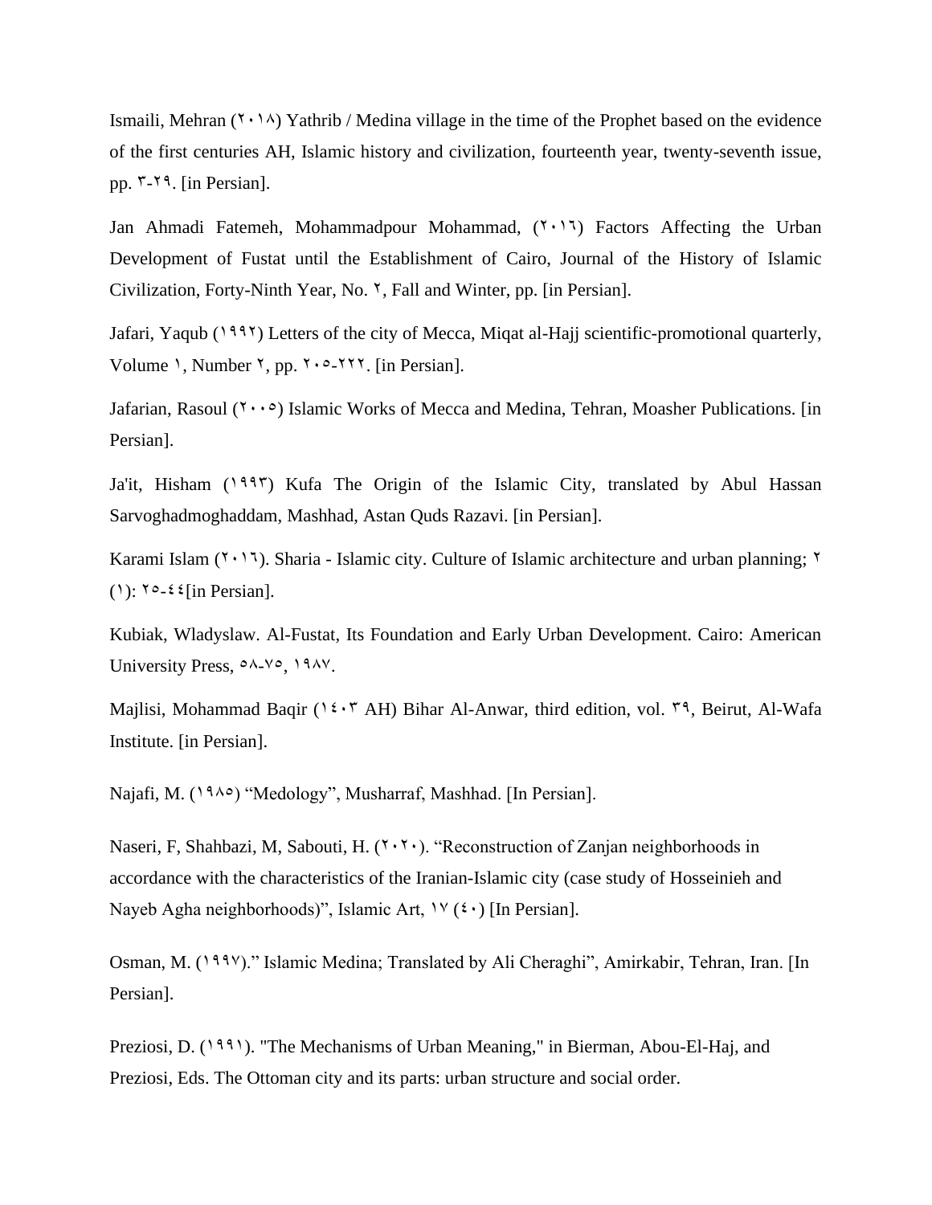Ismaili, Mehran (۲۰۱۸) Yathrib / Medina village in the time of the Prophet based on the evidence of the first centuries AH, Islamic history and civilization, fourteenth year, twenty-seventh issue, pp. ۳-۲۹. [in Persian].

Jan Ahmadi Fatemeh, Mohammadpour Mohammad, (۲۰۱٦) Factors Affecting the Urban Development of Fustat until the Establishment of Cairo, Journal of the History of Islamic Civilization, Forty-Ninth Year, No. ۲, Fall and Winter, pp. [in Persian].

Jafari, Yaqub (۱۹۹۲) Letters of the city of Mecca, Miqat al-Hajj scientific-promotional quarterly, Volume ۱, Number ۲, pp. ۲۰۵-۲۲۲. [in Persian].

Jafarian, Rasoul (۲۰۰۵) Islamic Works of Mecca and Medina, Tehran, Moasher Publications. [in Persian].

Ja'it, Hisham (۱۹۹۳) Kufa The Origin of the Islamic City, translated by Abul Hassan Sarvoghadmoghaddam, Mashhad, Astan Quds Razavi. [in Persian].

Karami Islam (۲۰۱٦). Sharia - Islamic city. Culture of Islamic architecture and urban planning; ۲ (۱): ۲۵-٤٤[in Persian].

Kubiak, Wladyslaw. Al-Fustat, Its Foundation and Early Urban Development. Cairo: American University Press, ۵۸-۷۵, ۱۹۸۷.

Majlisi, Mohammad Baqir (۱٤۰۳ AH) Bihar Al-Anwar, third edition, vol. ۳۹, Beirut, Al-Wafa Institute. [in Persian].

Najafi, M. (۱۹۸۵) "Medology", Musharraf, Mashhad. [In Persian].

Naseri, F, Shahbazi, M, Sabouti, H. (۲۰۲۰). "Reconstruction of Zanjan neighborhoods in accordance with the characteristics of the Iranian-Islamic city (case study of Hosseinieh and Nayeb Agha neighborhoods)", Islamic Art, ۱۷ (٤۰) [In Persian].

Osman, M. (۱۹۹۷)." Islamic Medina; Translated by Ali Cheraghi", Amirkabir, Tehran, Iran. [In Persian].

Preziosi, D. (۱۹۹۱). "The Mechanisms of Urban Meaning," in Bierman, Abou-El-Haj, and Preziosi, Eds. The Ottoman city and its parts: urban structure and social order.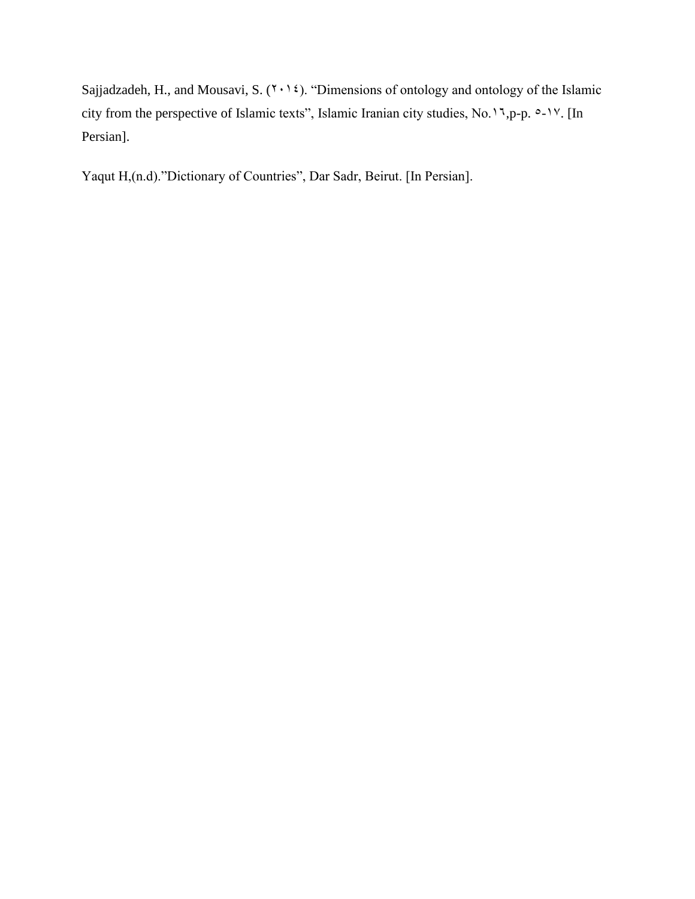Sajjadzadeh, H., and Mousavi, S. (٢٠١٤). "Dimensions of ontology and ontology of the Islamic city from the perspective of Islamic texts", Islamic Iranian city studies, No.١٦,p-p. ٥-١٧. [In Persian].

Yaqut H,(n.d)."Dictionary of Countries", Dar Sadr, Beirut. [In Persian].